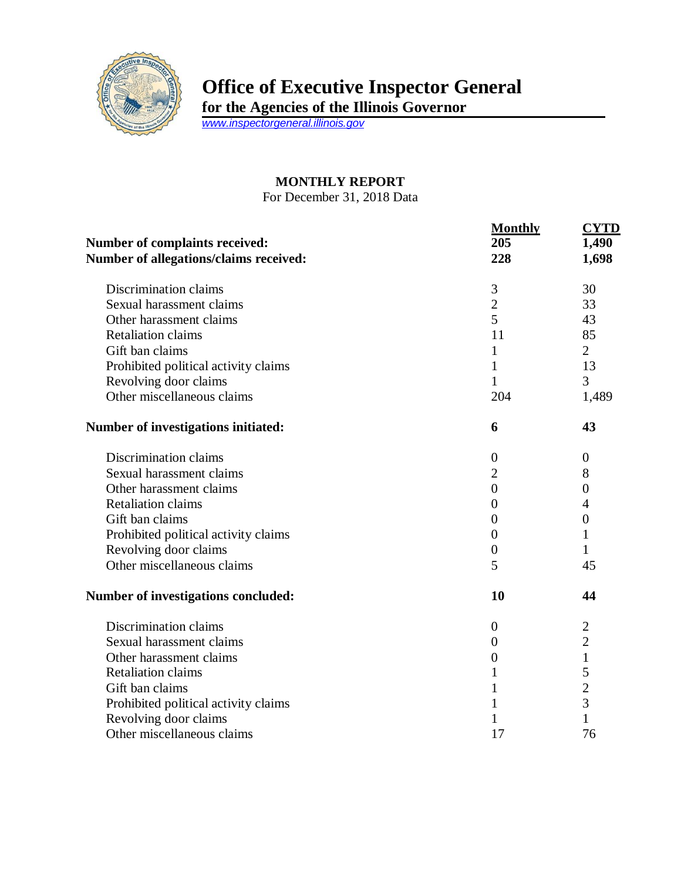# Office of Executive Inspector General

**for the Agencies of the Illinois Governor**

www.inspectorgeneral.illinois.gov

## MONTHLY REPORT

For December 31, 2018 Data

| | Monthly | CYTD |
|---|---|---|
| **Number of complaints received:** | **205** | **1,490** |
| **Number of allegations/claims received:** | **228** | **1,698** |
| Discrimination claims | 3 | 30 |
| Sexual harassment claims | 2 | 33 |
| Other harassment claims | 5 | 43 |
| Retaliation claims | 11 | 85 |
| Gift ban claims | 1 | 2 |
| Prohibited political activity claims | 1 | 13 |
| Revolving door claims | 1 | 3 |
| Other miscellaneous claims | 204 | 1,489 |
| **Number of investigations initiated:** | **6** | **43** |
| Discrimination claims | 0 | 0 |
| Sexual harassment claims | 2 | 8 |
| Other harassment claims | 0 | 0 |
| Retaliation claims | 0 | 4 |
| Gift ban claims | 0 | 0 |
| Prohibited political activity claims | 0 | 1 |
| Revolving door claims | 0 | 1 |
| Other miscellaneous claims | 5 | 45 |
| **Number of investigations concluded:** | **10** | **44** |
| Discrimination claims | 0 | 2 |
| Sexual harassment claims | 0 | 2 |
| Other harassment claims | 0 | 1 |
| Retaliation claims | 1 | 5 |
| Gift ban claims | 1 | 2 |
| Prohibited political activity claims | 1 | 3 |
| Revolving door claims | 1 | 1 |
| Other miscellaneous claims | 17 | 76 |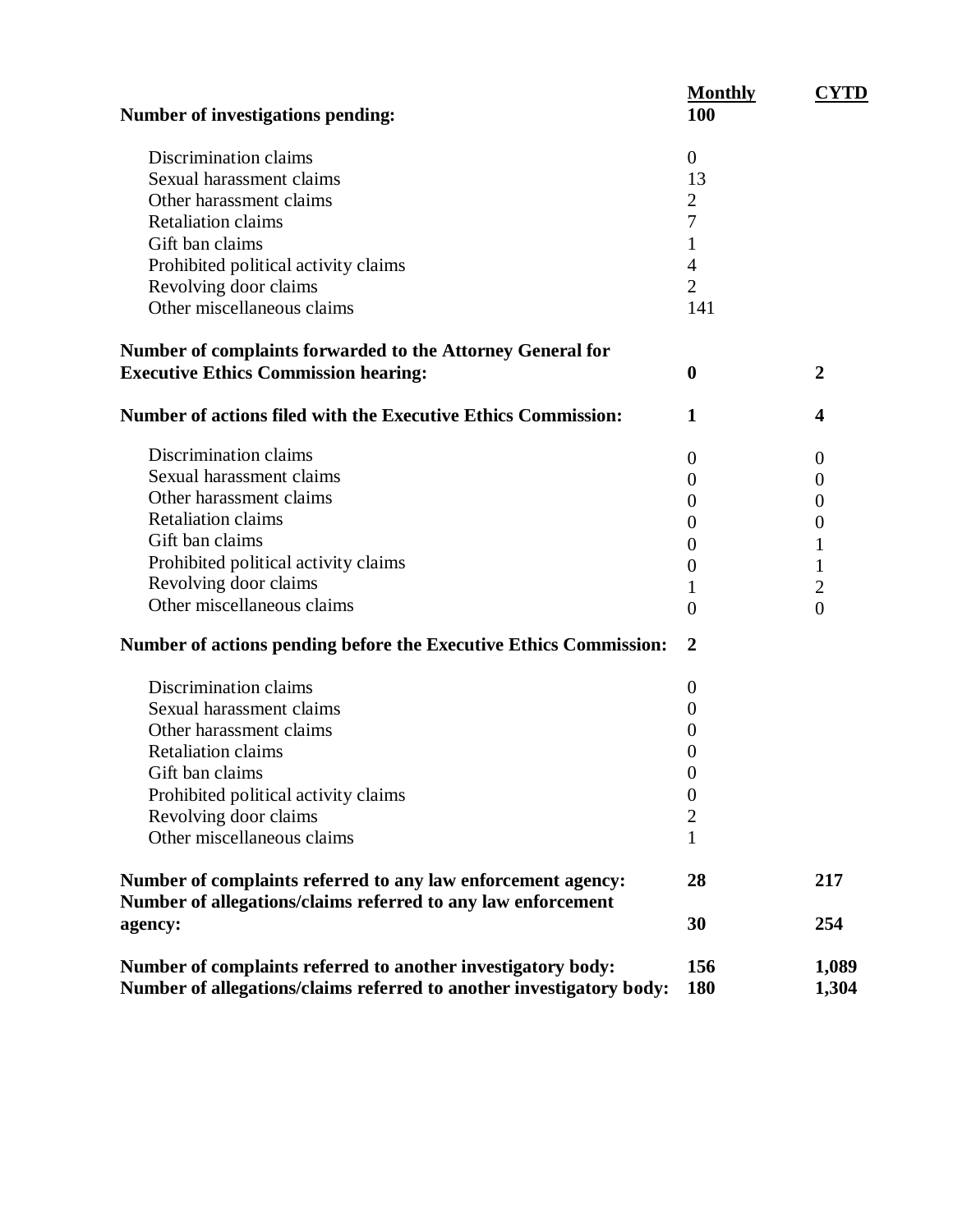| | Monthly | CYTD |
|---|---|---|
| **Number of investigations pending:** | **100** | |
| Discrimination claims | 0 | |
| Sexual harassment claims | 13 | |
| Other harassment claims | 2 | |
| Retaliation claims | 7 | |
| Gift ban claims | 1 | |
| Prohibited political activity claims | 4 | |
| Revolving door claims | 2 | |
| Other miscellaneous claims | 141 | |
| **Number of complaints forwarded to the Attorney General for Executive Ethics Commission hearing:** | **0** | **2** |
| **Number of actions filed with the Executive Ethics Commission:** | **1** | **4** |
| Discrimination claims | 0 | 0 |
| Sexual harassment claims | 0 | 0 |
| Other harassment claims | 0 | 0 |
| Retaliation claims | 0 | 0 |
| Gift ban claims | 0 | 1 |
| Prohibited political activity claims | 0 | 1 |
| Revolving door claims | 1 | 2 |
| Other miscellaneous claims | 0 | 0 |
| **Number of actions pending before the Executive Ethics Commission:** | **2** | |
| Discrimination claims | 0 | |
| Sexual harassment claims | 0 | |
| Other harassment claims | 0 | |
| Retaliation claims | 0 | |
| Gift ban claims | 0 | |
| Prohibited political activity claims | 0 | |
| Revolving door claims | 2 | |
| Other miscellaneous claims | 1 | |
| **Number of complaints referred to any law enforcement agency:** | **28** | **217** |
| **Number of allegations/claims referred to any law enforcement agency:** | **30** | **254** |
| **Number of complaints referred to another investigatory body:** | **156** | **1,089** |
| **Number of allegations/claims referred to another investigatory body:** | **180** | **1,304** |